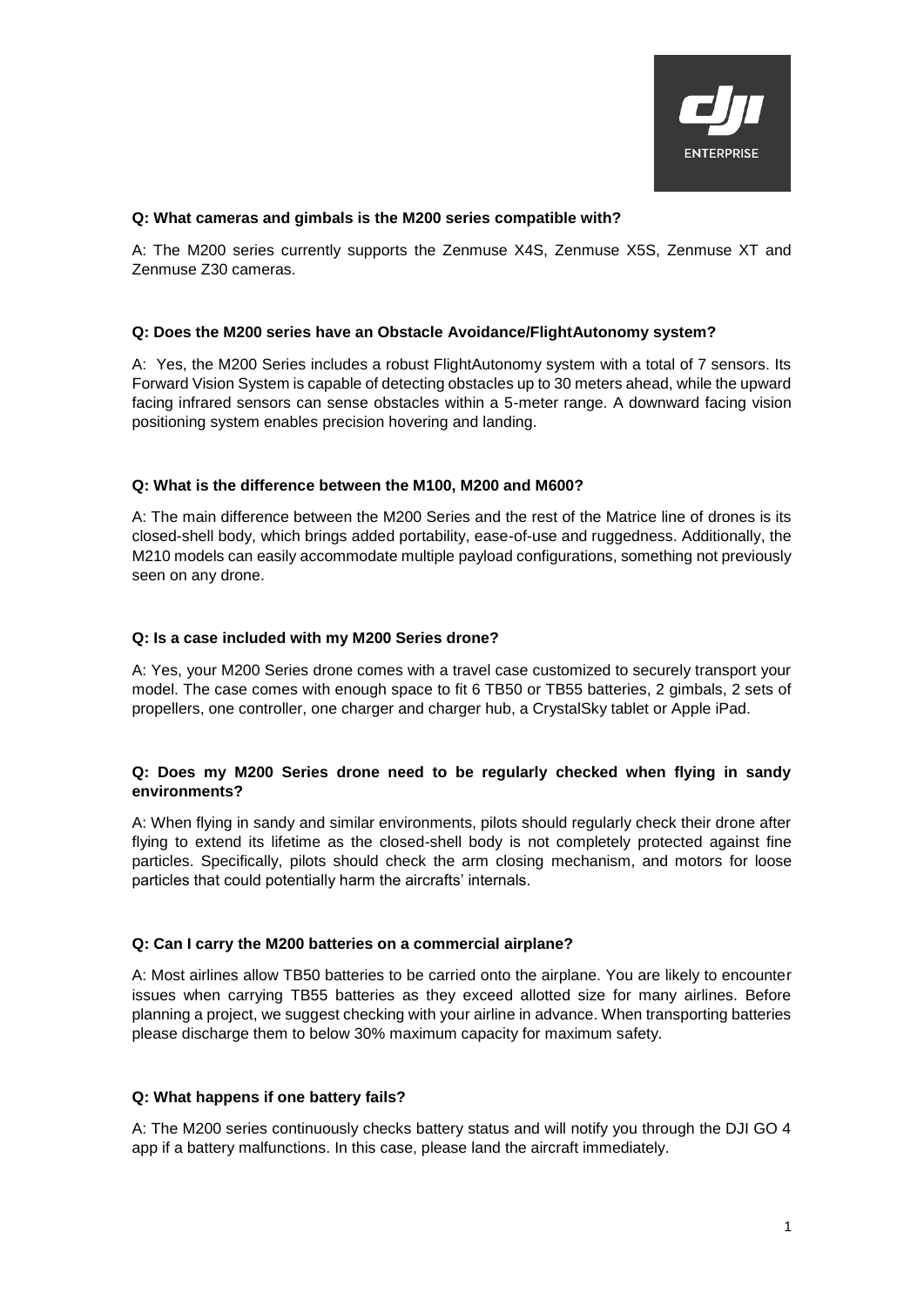**Q: What cameras and gimbals is the M200 series compatible with?**

A: The M200 series currently supports the Zenmuse X4S, Zenmuse X5S, Zenmuse XT and Zenmuse Z30 cameras.

**Q: Does the M200 series have an Obstacle Avoidance/FlightAutonomy system?**

A: Yes, the M200 Series includes a robust FlightAutonomy system with a total of 7 sensors. Its Forward Vision System is capable of detecting obstacles up to 30 meters ahead, while the upward facing infrared sensors can sense obstacles within a 5-meter range. A downward facing vision positioning system enables precision hovering and landing.

**Q: What is the difference between the M100, M200 and M600?**

A: The main difference between the M200 Series and the rest of the Matrice line of drones is its closed-shell body, which brings added portability, ease-of-use and ruggedness. Additionally, the M210 models can easily accommodate multiple payload configurations, something not previously seen on any drone.

**Q: Is a case included with my M200 Series drone?**

A: Yes, your M200 Series drone comes with a travel case customized to securely transport your model. The case comes with enough space to fit 6 TB50 or TB55 batteries, 2 gimbals, 2 sets of propellers, one controller, one charger and charger hub, a CrystalSky tablet or Apple iPad.

**Q: Does my M200 Series drone need to be regularly checked when flying in sandy environments?**

A: When flying in sandy and similar environments, pilots should regularly check their drone after flying to extend its lifetime as the closed-shell body is not completely protected against fine particles. Specifically, pilots should check the arm closing mechanism, and motors for loose particles that could potentially harm the aircrafts' internals.

**Q: Can I carry the M200 batteries on a commercial airplane?**

A: Most airlines allow TB50 batteries to be carried onto the airplane. You are likely to encounter issues when carrying TB55 batteries as they exceed allotted size for many airlines. Before planning a project, we suggest checking with your airline in advance. When transporting batteries please discharge them to below 30% maximum capacity for maximum safety.

**Q: What happens if one battery fails?**

A: The M200 series continuously checks battery status and will notify you through the DJI GO 4 app if a battery malfunctions. In this case, please land the aircraft immediately.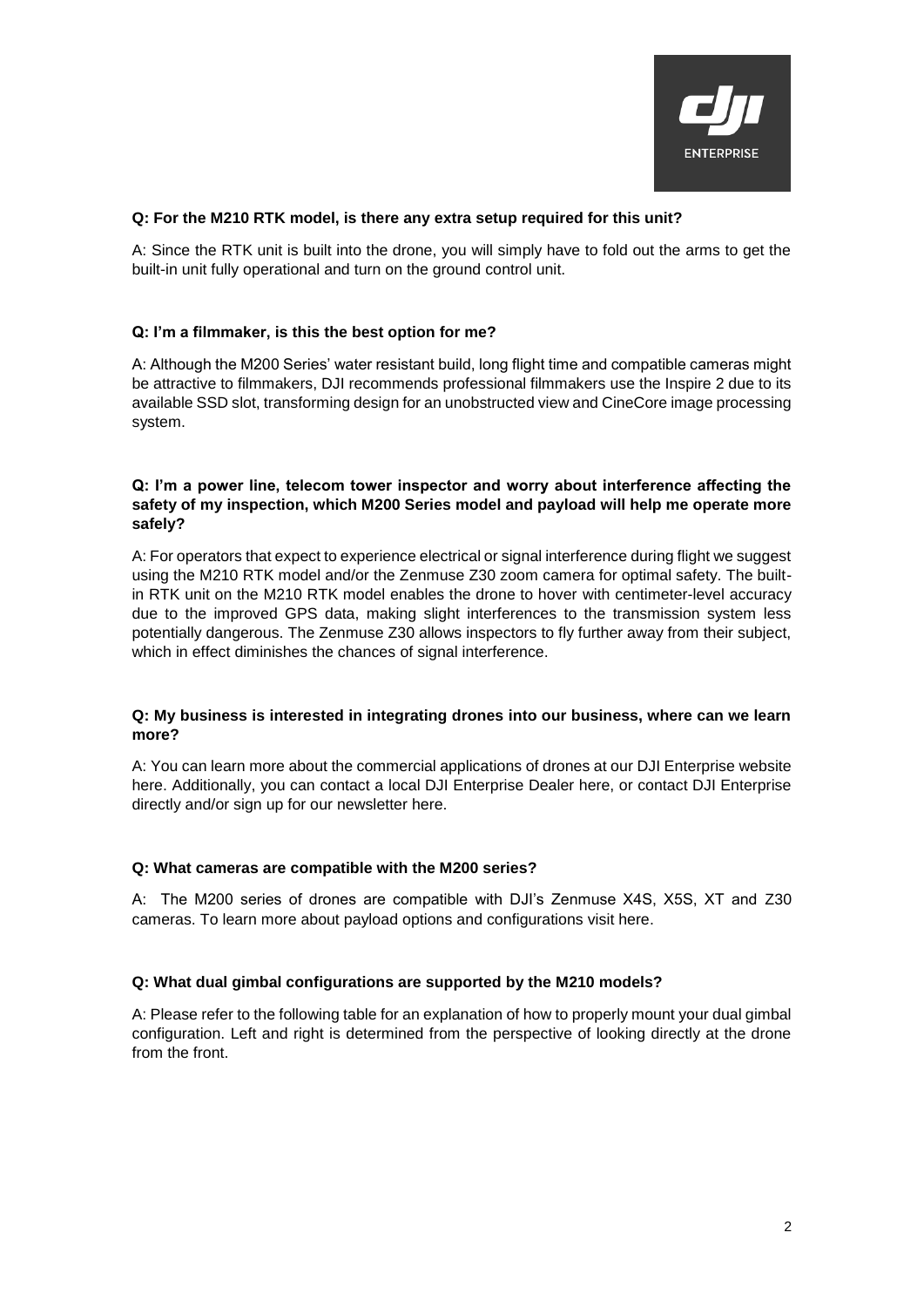**Q: For the M210 RTK model, is there any extra setup required for this unit?**

A: Since the RTK unit is built into the drone, you will simply have to fold out the arms to get the built-in unit fully operational and turn on the ground control unit.

**Q: I'm a filmmaker, is this the best option for me?**

A: Although the M200 Series' water resistant build, long flight time and compatible cameras might be attractive to filmmakers, DJI recommends professional filmmakers use the Inspire 2 due to its available SSD slot, transforming design for an unobstructed view and CineCore image processing system.

**Q: I'm a power line, telecom tower inspector and worry about interference affecting the safety of my inspection, which M200 Series model and payload will help me operate more safely?**

A: For operators that expect to experience electrical or signal interference during flight we suggest using the M210 RTK model and/or the Zenmuse Z30 zoom camera for optimal safety. The built-in RTK unit on the M210 RTK model enables the drone to hover with centimeter-level accuracy due to the improved GPS data, making slight interferences to the transmission system less potentially dangerous. The Zenmuse Z30 allows inspectors to fly further away from their subject, which in effect diminishes the chances of signal interference.

**Q: My business is interested in integrating drones into our business, where can we learn more?**

A: You can learn more about the commercial applications of drones at our DJI Enterprise website here. Additionally, you can contact a local DJI Enterprise Dealer here, or contact DJI Enterprise directly and/or sign up for our newsletter here.

**Q: What cameras are compatible with the M200 series?**

A: The M200 series of drones are compatible with DJI's Zenmuse X4S, X5S, XT and Z30 cameras. To learn more about payload options and configurations visit here.

**Q: What dual gimbal configurations are supported by the M210 models?**

A: Please refer to the following table for an explanation of how to properly mount your dual gimbal configuration. Left and right is determined from the perspective of looking directly at the drone from the front.